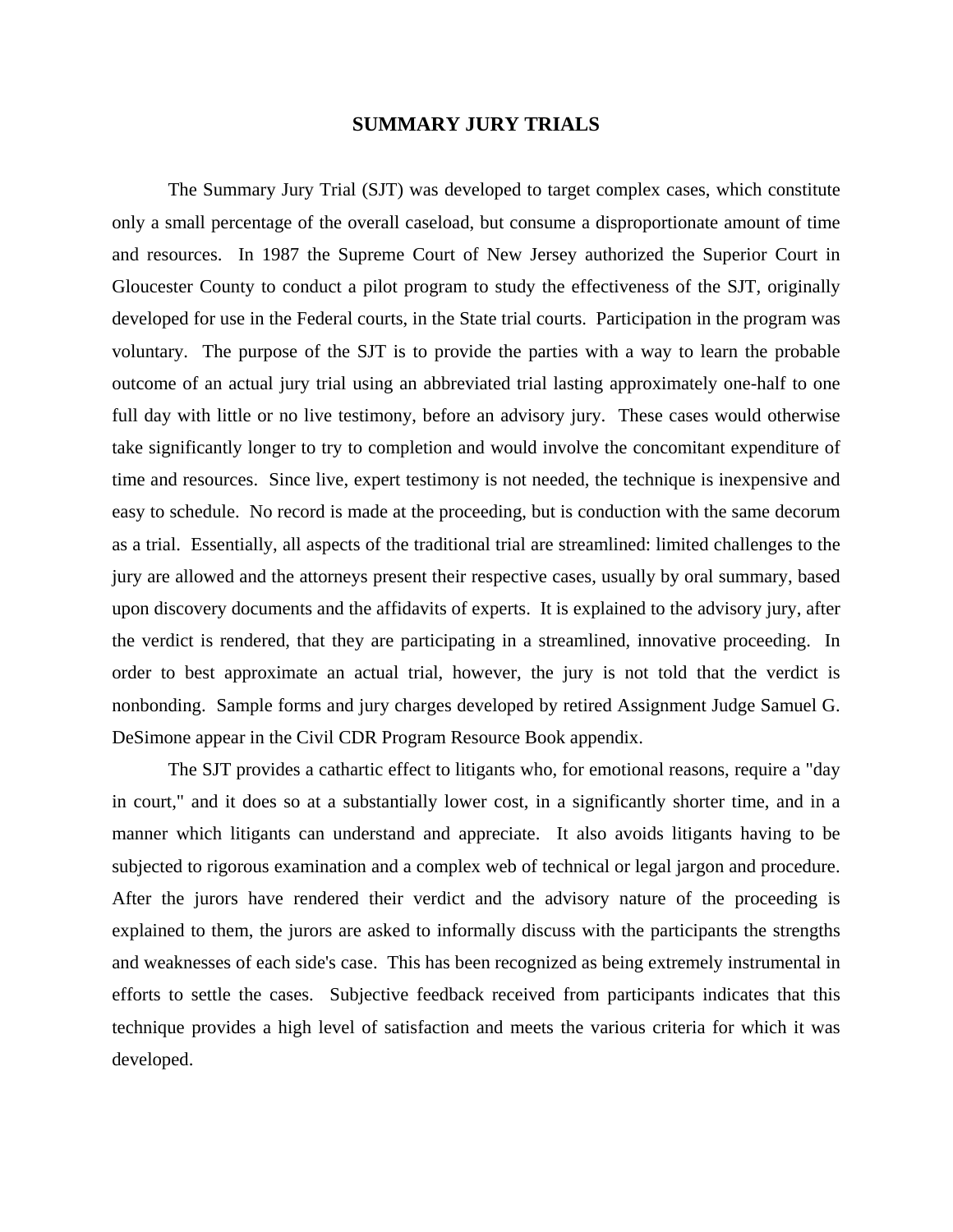# SUMMARY JURY TRIALS

The Summary Jury Trial (SJT) was developed to target complex cases, which constitute only a small percentage of the overall caseload, but consume a disproportionate amount of time and resources. In 1987 the Supreme Court of New Jersey authorized the Superior Court in Gloucester County to conduct a pilot program to study the effectiveness of the SJT, originally developed for use in the Federal courts, in the State trial courts. Participation in the program was voluntary. The purpose of the SJT is to provide the parties with a way to learn the probable outcome of an actual jury trial using an abbreviated trial lasting approximately one-half to one full day with little or no live testimony, before an advisory jury. These cases would otherwise take significantly longer to try to completion and would involve the concomitant expenditure of time and resources. Since live, expert testimony is not needed, the technique is inexpensive and easy to schedule. No record is made at the proceeding, but is conduction with the same decorum as a trial. Essentially, all aspects of the traditional trial are streamlined: limited challenges to the jury are allowed and the attorneys present their respective cases, usually by oral summary, based upon discovery documents and the affidavits of experts. It is explained to the advisory jury, after the verdict is rendered, that they are participating in a streamlined, innovative proceeding. In order to best approximate an actual trial, however, the jury is not told that the verdict is nonbonding. Sample forms and jury charges developed by retired Assignment Judge Samuel G. DeSimone appear in the Civil CDR Program Resource Book appendix.

The SJT provides a cathartic effect to litigants who, for emotional reasons, require a "day in court," and it does so at a substantially lower cost, in a significantly shorter time, and in a manner which litigants can understand and appreciate. It also avoids litigants having to be subjected to rigorous examination and a complex web of technical or legal jargon and procedure. After the jurors have rendered their verdict and the advisory nature of the proceeding is explained to them, the jurors are asked to informally discuss with the participants the strengths and weaknesses of each side's case. This has been recognized as being extremely instrumental in efforts to settle the cases. Subjective feedback received from participants indicates that this technique provides a high level of satisfaction and meets the various criteria for which it was developed.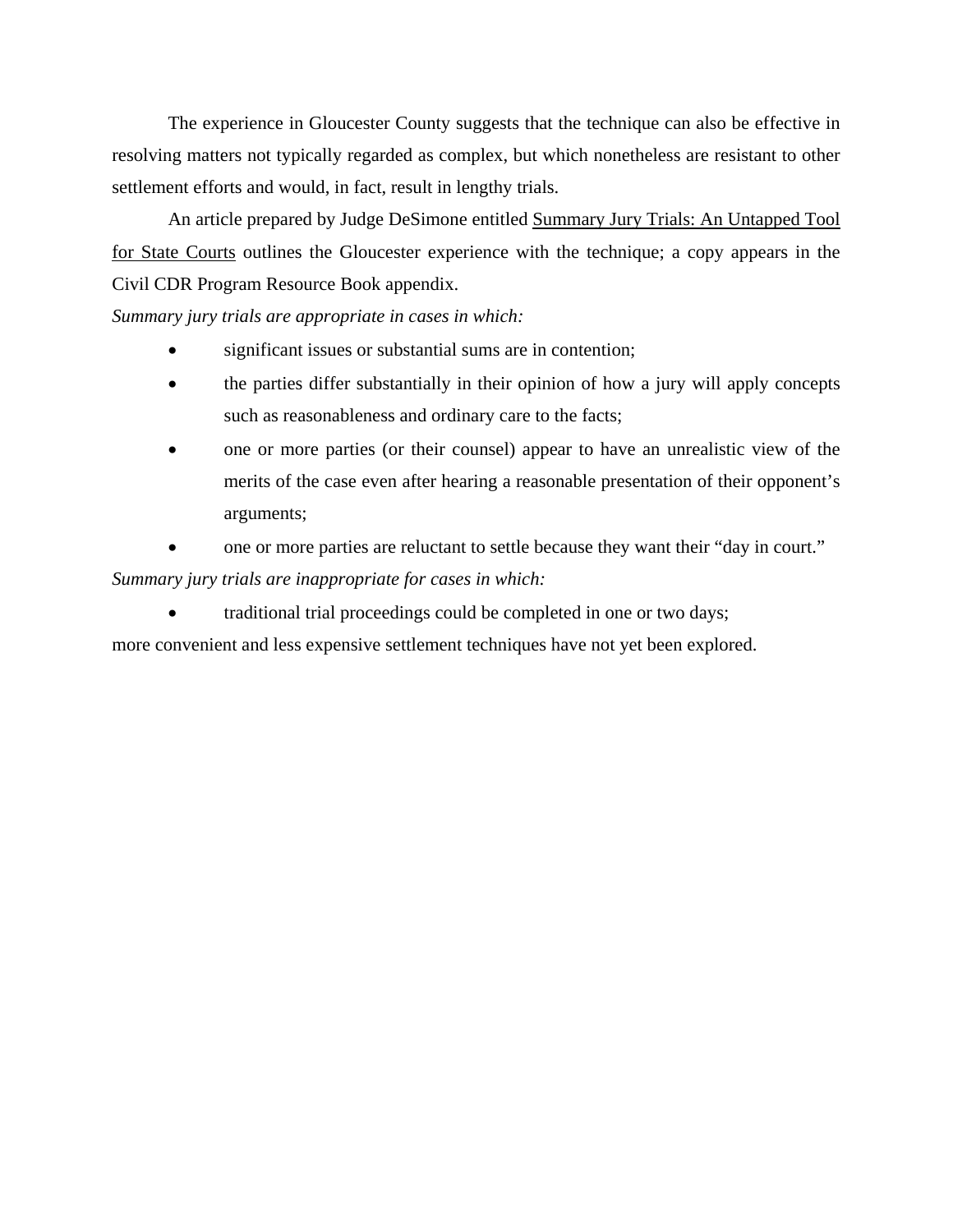The experience in Gloucester County suggests that the technique can also be effective in resolving matters not typically regarded as complex, but which nonetheless are resistant to other settlement efforts and would, in fact, result in lengthy trials.

An article prepared by Judge DeSimone entitled <u>Summary Jury Trials: An Untapped Tool for State Courts</u> outlines the Gloucester experience with the technique; a copy appears in the Civil CDR Program Resource Book appendix.

*Summary jury trials are appropriate in cases in which:*

- significant issues or substantial sums are in contention;
- the parties differ substantially in their opinion of how a jury will apply concepts such as reasonableness and ordinary care to the facts;
- one or more parties (or their counsel) appear to have an unrealistic view of the merits of the case even after hearing a reasonable presentation of their opponent's arguments;
- one or more parties are reluctant to settle because they want their "day in court."

*Summary jury trials are inappropriate for cases in which:*

- traditional trial proceedings could be completed in one or two days;

more convenient and less expensive settlement techniques have not yet been explored.